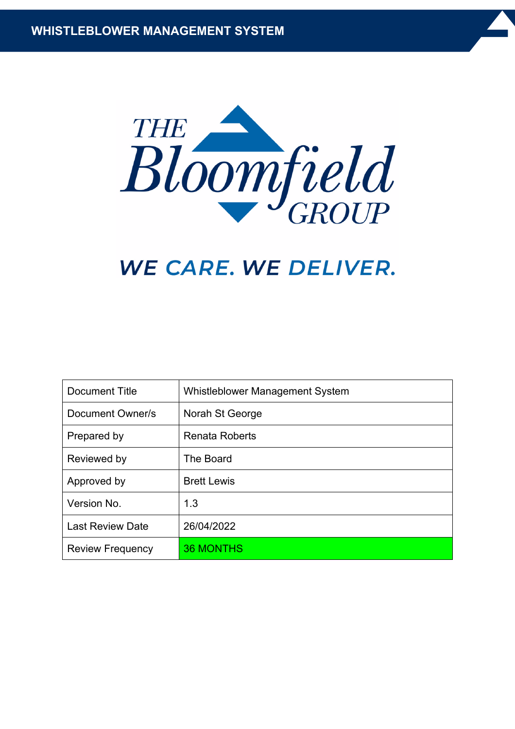# WHISTLEBLOWER MANAGEMENT SYSTEM

THE Bloomfield GROUP

WE CARE. WE DELIVER.

| Document Title | Whistleblower Management System |
| --- | --- |
| Document Owner/s | Norah St George |
| Prepared by | Renata Roberts |
| Reviewed by | The Board |
| Approved by | Brett Lewis |
| Version No. | 1.3 |
| Last Review Date | 26/04/2022 |
| Review Frequency | 36 MONTHS |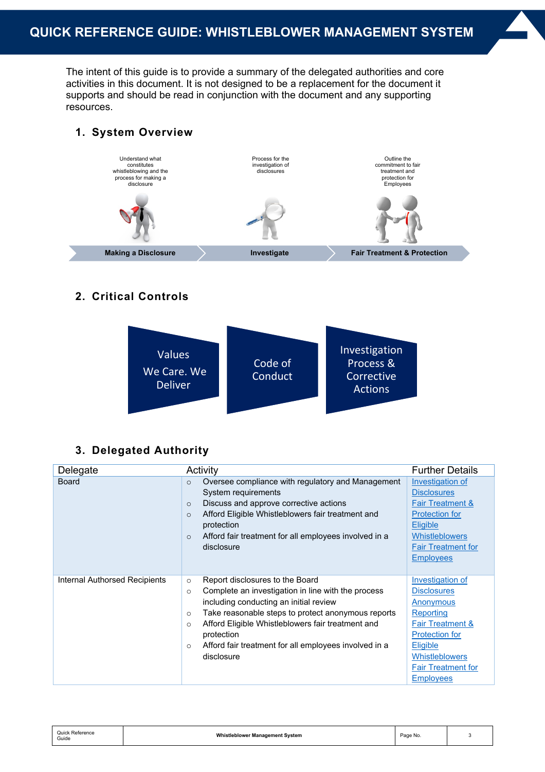# QUICK REFERENCE GUIDE: WHISTLEBLOWER MANAGEMENT SYSTEM

The intent of this guide is to provide a summary of the delegated authorities and core activities in this document. It is not designed to be a replacement for the document it supports and should be read in conjunction with the document and any supporting resources.

## 1. System Overview

| Making a Disclosure | Investigate | Fair Treatment & Protection |
|---|---|---|
| Understand what constitutes whistleblowing and the process for making a disclosure | Process for the investigation of disclosures | Outline the commitment to fair treatment and protection for Employees |

## 2. Critical Controls

- Values We Care. We Deliver
- Code of Conduct
- Investigation Process & Corrective Actions

## 3. Delegated Authority

| Delegate | Activity | Further Details |
|---|---|---|
| Board | ○ Oversee compliance with regulatory and Management System requirements<br>○ Discuss and approve corrective actions<br>○ Afford Eligible Whistleblowers fair treatment and protection<br>○ Afford fair treatment for all employees involved in a disclosure | Investigation of Disclosures<br>Fair Treatment & Protection for Eligible Whistleblowers<br>Fair Treatment for Employees |
| Internal Authorsed Recipients | ○ Report disclosures to the Board<br>○ Complete an investigation in line with the process including conducting an initial review<br>○ Take reasonable steps to protect anonymous reports<br>○ Afford Eligible Whistleblowers fair treatment and protection<br>○ Afford fair treatment for all employees involved in a disclosure | Investigation of Disclosures<br>Anonymous Reporting<br>Fair Treatment & Protection for Eligible Whistleblowers<br>Fair Treatment for Employees |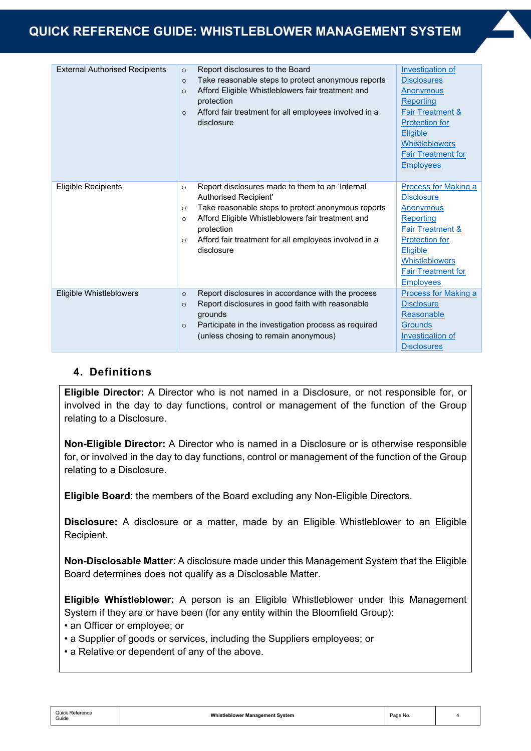| | | |
|---|---|---|
| External Authorised Recipients | ○ Report disclosures to the Board<br>○ Take reasonable steps to protect anonymous reports<br>○ Afford Eligible Whistleblowers fair treatment and protection<br>○ Afford fair treatment for all employees involved in a disclosure | Investigation of Disclosures<br>Anonymous Reporting<br>Fair Treatment & Protection for Eligible Whistleblowers<br>Fair Treatment for Employees |
| Eligible Recipients | ○ Report disclosures made to them to an 'Internal Authorised Recipient'<br>○ Take reasonable steps to protect anonymous reports<br>○ Afford Eligible Whistleblowers fair treatment and protection<br>○ Afford fair treatment for all employees involved in a disclosure | Process for Making a Disclosure<br>Anonymous Reporting<br>Fair Treatment & Protection for Eligible Whistleblowers<br>Fair Treatment for Employees |
| Eligible Whistleblowers | ○ Report disclosures in accordance with the process<br>○ Report disclosures in good faith with reasonable grounds<br>○ Participate in the investigation process as required (unless chosing to remain anonymous) | Process for Making a Disclosure<br>Reasonable Grounds<br>Investigation of Disclosures |

## 4. Definitions

**Eligible Director:** A Director who is not named in a Disclosure, or not responsible for, or involved in the day to day functions, control or management of the function of the Group relating to a Disclosure.

**Non-Eligible Director:** A Director who is named in a Disclosure or is otherwise responsible for, or involved in the day to day functions, control or management of the function of the Group relating to a Disclosure.

**Eligible Board**: the members of the Board excluding any Non-Eligible Directors.

**Disclosure:** A disclosure or a matter, made by an Eligible Whistleblower to an Eligible Recipient.

**Non-Disclosable Matter**: A disclosure made under this Management System that the Eligible Board determines does not qualify as a Disclosable Matter.

**Eligible Whistleblower:** A person is an Eligible Whistleblower under this Management System if they are or have been (for any entity within the Bloomfield Group):

- an Officer or employee; or
- a Supplier of goods or services, including the Suppliers employees; or
- a Relative or dependent of any of the above.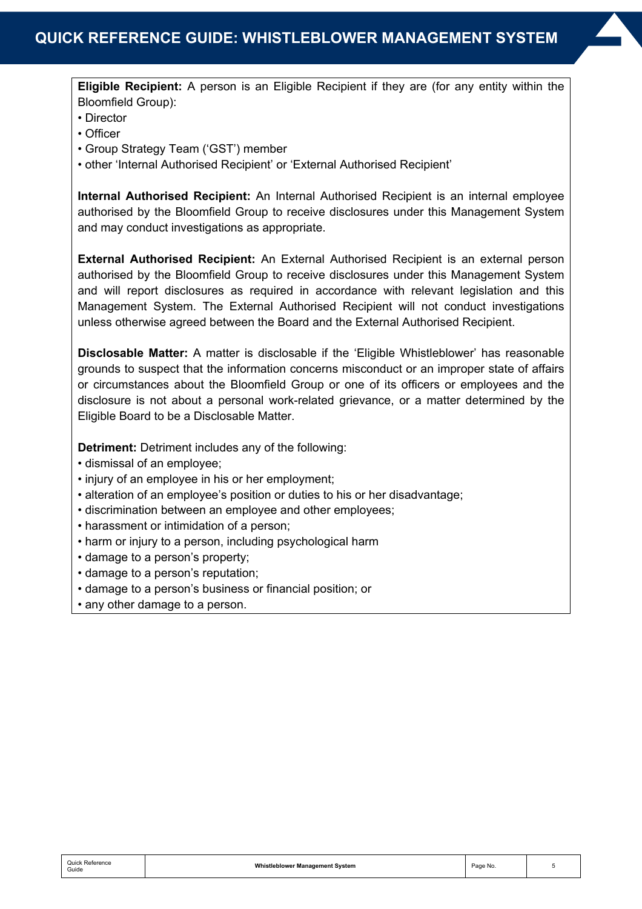**Eligible Recipient:** A person is an Eligible Recipient if they are (for any entity within the Bloomfield Group):

- Director
- Officer
- Group Strategy Team ('GST') member
- other 'Internal Authorised Recipient' or 'External Authorised Recipient'

**Internal Authorised Recipient:** An Internal Authorised Recipient is an internal employee authorised by the Bloomfield Group to receive disclosures under this Management System and may conduct investigations as appropriate.

**External Authorised Recipient:** An External Authorised Recipient is an external person authorised by the Bloomfield Group to receive disclosures under this Management System and will report disclosures as required in accordance with relevant legislation and this Management System. The External Authorised Recipient will not conduct investigations unless otherwise agreed between the Board and the External Authorised Recipient.

**Disclosable Matter:** A matter is disclosable if the 'Eligible Whistleblower' has reasonable grounds to suspect that the information concerns misconduct or an improper state of affairs or circumstances about the Bloomfield Group or one of its officers or employees and the disclosure is not about a personal work-related grievance, or a matter determined by the Eligible Board to be a Disclosable Matter.

**Detriment:** Detriment includes any of the following:

- dismissal of an employee;
- injury of an employee in his or her employment;
- alteration of an employee's position or duties to his or her disadvantage;
- discrimination between an employee and other employees;
- harassment or intimidation of a person;
- harm or injury to a person, including psychological harm
- damage to a person's property;
- damage to a person's reputation;
- damage to a person's business or financial position; or
- any other damage to a person.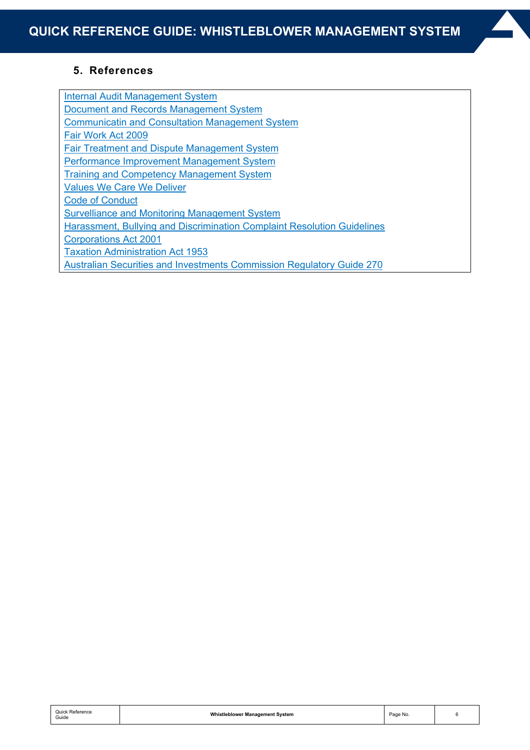## 5. References

Internal Audit Management System
Document and Records Management System
Communicatin and Consultation Management System
Fair Work Act 2009
Fair Treatment and Dispute Management System
Performance Improvement Management System
Training and Competency Management System
Values We Care We Deliver
Code of Conduct
Survelliance and Monitoring Management System
Harassment, Bullying and Discrimination Complaint Resolution Guidelines
Corporations Act 2001
Taxation Administration Act 1953
Australian Securities and Investments Commission Regulatory Guide 270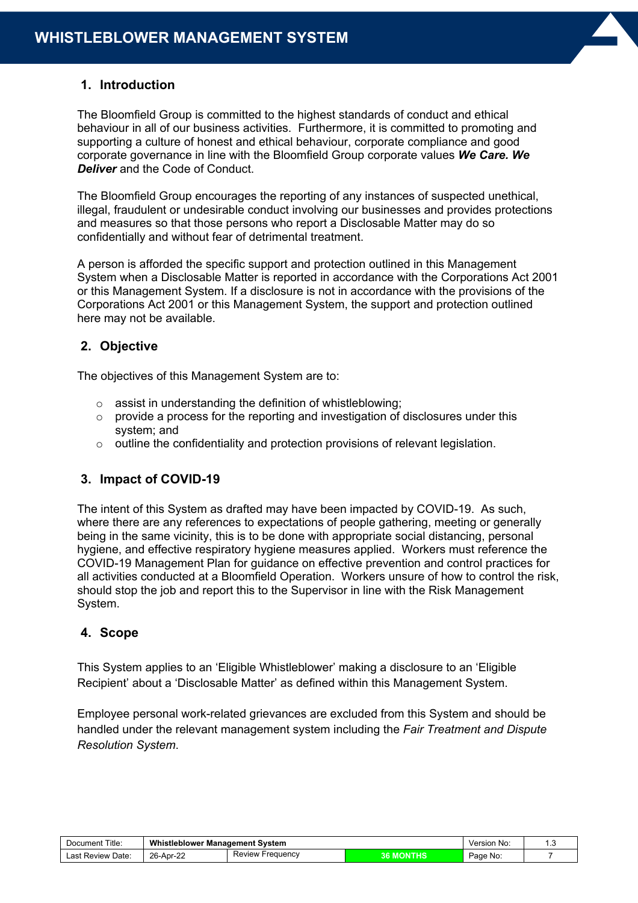## 1. Introduction

The Bloomfield Group is committed to the highest standards of conduct and ethical behaviour in all of our business activities. Furthermore, it is committed to promoting and supporting a culture of honest and ethical behaviour, corporate compliance and good corporate governance in line with the Bloomfield Group corporate values ***We Care. We Deliver*** and the Code of Conduct.

The Bloomfield Group encourages the reporting of any instances of suspected unethical, illegal, fraudulent or undesirable conduct involving our businesses and provides protections and measures so that those persons who report a Disclosable Matter may do so confidentially and without fear of detrimental treatment.

A person is afforded the specific support and protection outlined in this Management System when a Disclosable Matter is reported in accordance with the Corporations Act 2001 or this Management System. If a disclosure is not in accordance with the provisions of the Corporations Act 2001 or this Management System, the support and protection outlined here may not be available.

## 2. Objective

The objectives of this Management System are to:

- assist in understanding the definition of whistleblowing;
- provide a process for the reporting and investigation of disclosures under this system; and
- outline the confidentiality and protection provisions of relevant legislation.

## 3. Impact of COVID-19

The intent of this System as drafted may have been impacted by COVID-19. As such, where there are any references to expectations of people gathering, meeting or generally being in the same vicinity, this is to be done with appropriate social distancing, personal hygiene, and effective respiratory hygiene measures applied. Workers must reference the COVID-19 Management Plan for guidance on effective prevention and control practices for all activities conducted at a Bloomfield Operation. Workers unsure of how to control the risk, should stop the job and report this to the Supervisor in line with the Risk Management System.

## 4. Scope

This System applies to an 'Eligible Whistleblower' making a disclosure to an 'Eligible Recipient' about a 'Disclosable Matter' as defined within this Management System.

Employee personal work-related grievances are excluded from this System and should be handled under the relevant management system including the *Fair Treatment and Dispute Resolution System*.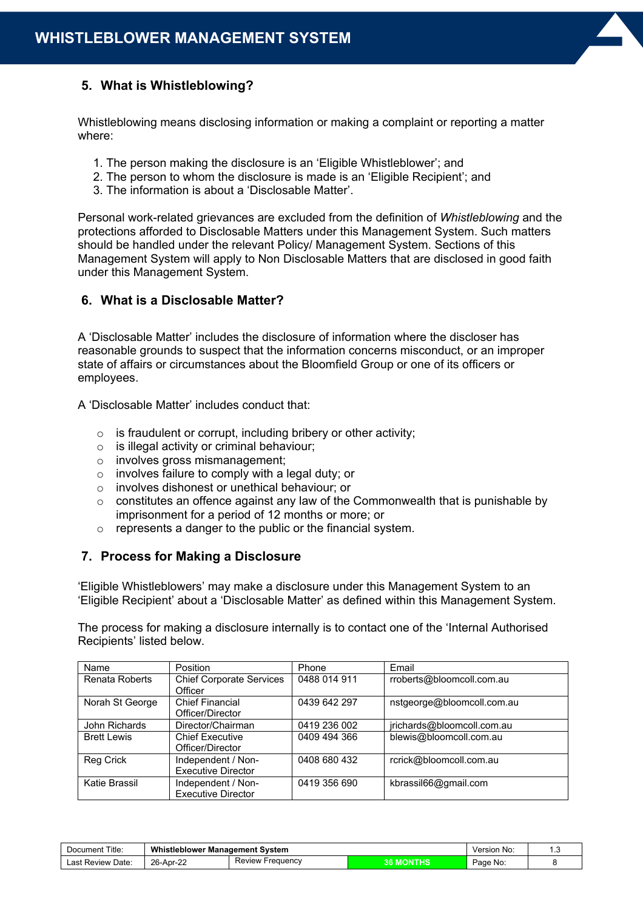## 5. What is Whistleblowing?

Whistleblowing means disclosing information or making a complaint or reporting a matter where:

1. The person making the disclosure is an 'Eligible Whistleblower'; and
2. The person to whom the disclosure is made is an 'Eligible Recipient'; and
3. The information is about a 'Disclosable Matter'.

Personal work-related grievances are excluded from the definition of *Whistleblowing* and the protections afforded to Disclosable Matters under this Management System. Such matters should be handled under the relevant Policy/ Management System. Sections of this Management System will apply to Non Disclosable Matters that are disclosed in good faith under this Management System.

## 6. What is a Disclosable Matter?

A 'Disclosable Matter' includes the disclosure of information where the discloser has reasonable grounds to suspect that the information concerns misconduct, or an improper state of affairs or circumstances about the Bloomfield Group or one of its officers or employees.

A 'Disclosable Matter' includes conduct that:

- is fraudulent or corrupt, including bribery or other activity;
- is illegal activity or criminal behaviour;
- involves gross mismanagement;
- involves failure to comply with a legal duty; or
- involves dishonest or unethical behaviour; or
- constitutes an offence against any law of the Commonwealth that is punishable by imprisonment for a period of 12 months or more; or
- represents a danger to the public or the financial system.

## 7. Process for Making a Disclosure

'Eligible Whistleblowers' may make a disclosure under this Management System to an 'Eligible Recipient' about a 'Disclosable Matter' as defined within this Management System.

The process for making a disclosure internally is to contact one of the 'Internal Authorised Recipients' listed below.

| Name | Position | Phone | Email |
|---|---|---|---|
| Renata Roberts | Chief Corporate Services Officer | 0488 014 911 | rroberts@bloomcoll.com.au |
| Norah St George | Chief Financial Officer/Director | 0439 642 297 | nstgeorge@bloomcoll.com.au |
| John Richards | Director/Chairman | 0419 236 002 | jrichards@bloomcoll.com.au |
| Brett Lewis | Chief Executive Officer/Director | 0409 494 366 | blewis@bloomcoll.com.au |
| Reg Crick | Independent / Non-Executive Director | 0408 680 432 | rcrick@bloomcoll.com.au |
| Katie Brassil | Independent / Non-Executive Director | 0419 356 690 | kbrassil66@gmail.com |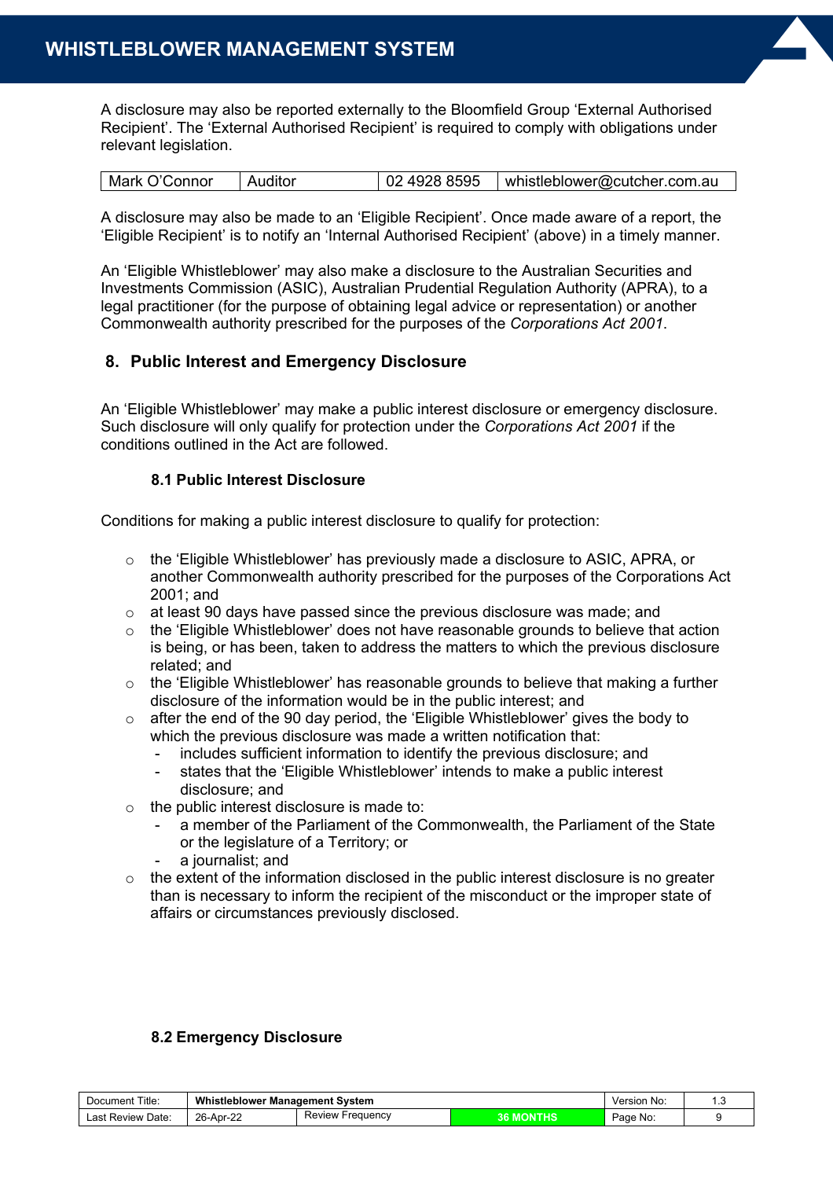A disclosure may also be reported externally to the Bloomfield Group 'External Authorised Recipient'. The 'External Authorised Recipient' is required to comply with obligations under relevant legislation.

| Mark O'Connor | Auditor | 02 4928 8595 | whistleblower@cutcher.com.au |
|---|---|---|---|

A disclosure may also be made to an 'Eligible Recipient'. Once made aware of a report, the 'Eligible Recipient' is to notify an 'Internal Authorised Recipient' (above) in a timely manner.

An 'Eligible Whistleblower' may also make a disclosure to the Australian Securities and Investments Commission (ASIC), Australian Prudential Regulation Authority (APRA), to a legal practitioner (for the purpose of obtaining legal advice or representation) or another Commonwealth authority prescribed for the purposes of the *Corporations Act 2001*.

## 8. Public Interest and Emergency Disclosure

An 'Eligible Whistleblower' may make a public interest disclosure or emergency disclosure. Such disclosure will only qualify for protection under the *Corporations Act 2001* if the conditions outlined in the Act are followed.

### 8.1 Public Interest Disclosure

Conditions for making a public interest disclosure to qualify for protection:

- the 'Eligible Whistleblower' has previously made a disclosure to ASIC, APRA, or another Commonwealth authority prescribed for the purposes of the Corporations Act 2001; and
- at least 90 days have passed since the previous disclosure was made; and
- the 'Eligible Whistleblower' does not have reasonable grounds to believe that action is being, or has been, taken to address the matters to which the previous disclosure related; and
- the 'Eligible Whistleblower' has reasonable grounds to believe that making a further disclosure of the information would be in the public interest; and
- after the end of the 90 day period, the 'Eligible Whistleblower' gives the body to which the previous disclosure was made a written notification that:
  - includes sufficient information to identify the previous disclosure; and
  - states that the 'Eligible Whistleblower' intends to make a public interest disclosure; and
- the public interest disclosure is made to:
  - a member of the Parliament of the Commonwealth, the Parliament of the State or the legislature of a Territory; or
  - a journalist; and
- the extent of the information disclosed in the public interest disclosure is no greater than is necessary to inform the recipient of the misconduct or the improper state of affairs or circumstances previously disclosed.

### 8.2 Emergency Disclosure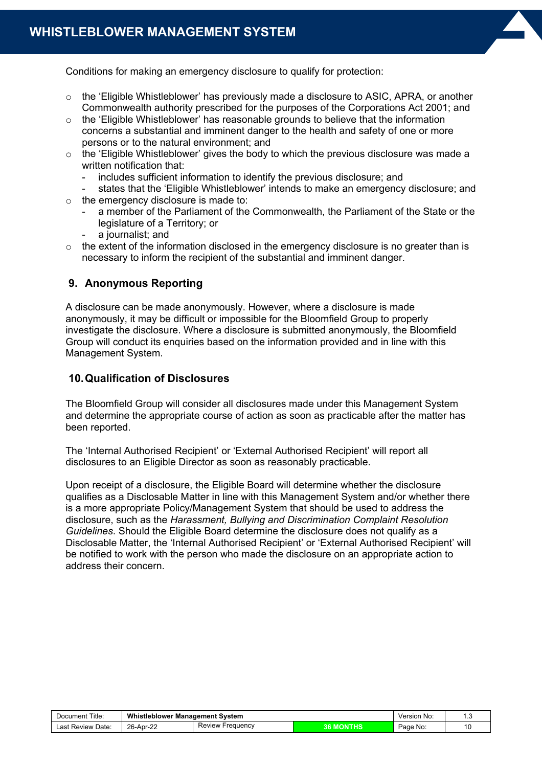Conditions for making an emergency disclosure to qualify for protection:

- the 'Eligible Whistleblower' has previously made a disclosure to ASIC, APRA, or another Commonwealth authority prescribed for the purposes of the Corporations Act 2001; and
- the 'Eligible Whistleblower' has reasonable grounds to believe that the information concerns a substantial and imminent danger to the health and safety of one or more persons or to the natural environment; and
- the 'Eligible Whistleblower' gives the body to which the previous disclosure was made a written notification that:
  - includes sufficient information to identify the previous disclosure; and
  - states that the 'Eligible Whistleblower' intends to make an emergency disclosure; and
- the emergency disclosure is made to:
  - a member of the Parliament of the Commonwealth, the Parliament of the State or the legislature of a Territory; or
  - a journalist; and
- the extent of the information disclosed in the emergency disclosure is no greater than is necessary to inform the recipient of the substantial and imminent danger.

## 9. Anonymous Reporting

A disclosure can be made anonymously. However, where a disclosure is made anonymously, it may be difficult or impossible for the Bloomfield Group to properly investigate the disclosure. Where a disclosure is submitted anonymously, the Bloomfield Group will conduct its enquiries based on the information provided and in line with this Management System.

## 10. Qualification of Disclosures

The Bloomfield Group will consider all disclosures made under this Management System and determine the appropriate course of action as soon as practicable after the matter has been reported.

The 'Internal Authorised Recipient' or 'External Authorised Recipient' will report all disclosures to an Eligible Director as soon as reasonably practicable.

Upon receipt of a disclosure, the Eligible Board will determine whether the disclosure qualifies as a Disclosable Matter in line with this Management System and/or whether there is a more appropriate Policy/Management System that should be used to address the disclosure, such as the *Harassment, Bullying and Discrimination Complaint Resolution Guidelines*. Should the Eligible Board determine the disclosure does not qualify as a Disclosable Matter, the 'Internal Authorised Recipient' or 'External Authorised Recipient' will be notified to work with the person who made the disclosure on an appropriate action to address their concern.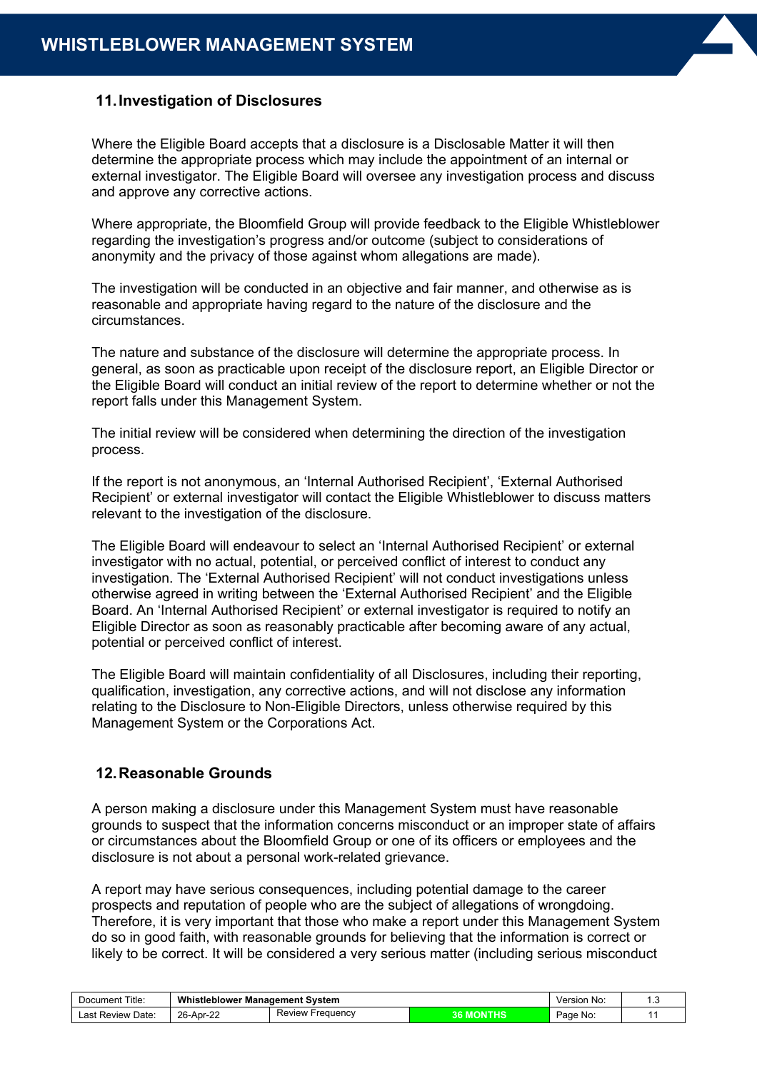## 11. Investigation of Disclosures

Where the Eligible Board accepts that a disclosure is a Disclosable Matter it will then determine the appropriate process which may include the appointment of an internal or external investigator. The Eligible Board will oversee any investigation process and discuss and approve any corrective actions.

Where appropriate, the Bloomfield Group will provide feedback to the Eligible Whistleblower regarding the investigation's progress and/or outcome (subject to considerations of anonymity and the privacy of those against whom allegations are made).

The investigation will be conducted in an objective and fair manner, and otherwise as is reasonable and appropriate having regard to the nature of the disclosure and the circumstances.

The nature and substance of the disclosure will determine the appropriate process. In general, as soon as practicable upon receipt of the disclosure report, an Eligible Director or the Eligible Board will conduct an initial review of the report to determine whether or not the report falls under this Management System.

The initial review will be considered when determining the direction of the investigation process.

If the report is not anonymous, an 'Internal Authorised Recipient', 'External Authorised Recipient' or external investigator will contact the Eligible Whistleblower to discuss matters relevant to the investigation of the disclosure.

The Eligible Board will endeavour to select an 'Internal Authorised Recipient' or external investigator with no actual, potential, or perceived conflict of interest to conduct any investigation. The 'External Authorised Recipient' will not conduct investigations unless otherwise agreed in writing between the 'External Authorised Recipient' and the Eligible Board. An 'Internal Authorised Recipient' or external investigator is required to notify an Eligible Director as soon as reasonably practicable after becoming aware of any actual, potential or perceived conflict of interest.

The Eligible Board will maintain confidentiality of all Disclosures, including their reporting, qualification, investigation, any corrective actions, and will not disclose any information relating to the Disclosure to Non-Eligible Directors, unless otherwise required by this Management System or the Corporations Act.

## 12. Reasonable Grounds

A person making a disclosure under this Management System must have reasonable grounds to suspect that the information concerns misconduct or an improper state of affairs or circumstances about the Bloomfield Group or one of its officers or employees and the disclosure is not about a personal work-related grievance.

A report may have serious consequences, including potential damage to the career prospects and reputation of people who are the subject of allegations of wrongdoing. Therefore, it is very important that those who make a report under this Management System do so in good faith, with reasonable grounds for believing that the information is correct or likely to be correct. It will be considered a very serious matter (including serious misconduct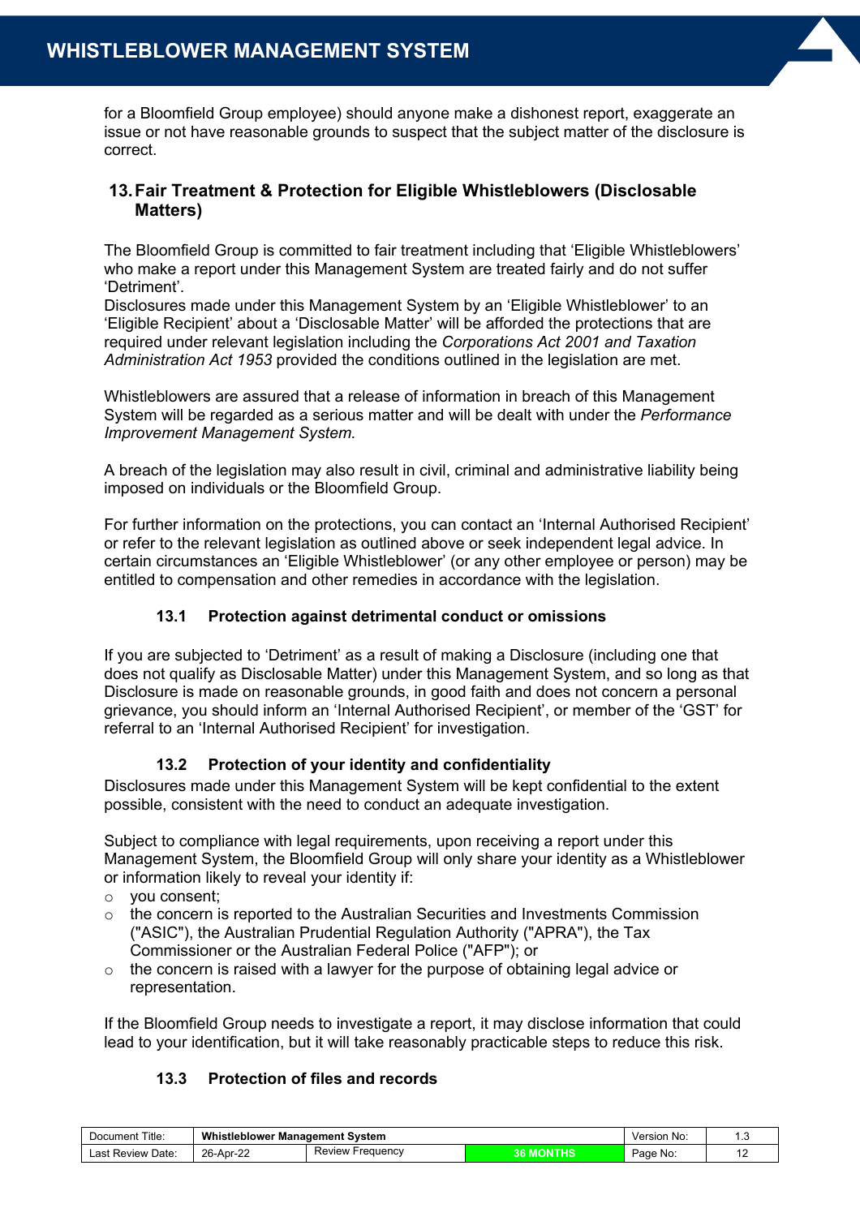for a Bloomfield Group employee) should anyone make a dishonest report, exaggerate an issue or not have reasonable grounds to suspect that the subject matter of the disclosure is correct.

## 13. Fair Treatment & Protection for Eligible Whistleblowers (Disclosable Matters)

The Bloomfield Group is committed to fair treatment including that 'Eligible Whistleblowers' who make a report under this Management System are treated fairly and do not suffer 'Detriment'.
Disclosures made under this Management System by an 'Eligible Whistleblower' to an 'Eligible Recipient' about a 'Disclosable Matter' will be afforded the protections that are required under relevant legislation including the *Corporations Act 2001 and Taxation Administration Act 1953* provided the conditions outlined in the legislation are met.

Whistleblowers are assured that a release of information in breach of this Management System will be regarded as a serious matter and will be dealt with under the *Performance Improvement Management System.*

A breach of the legislation may also result in civil, criminal and administrative liability being imposed on individuals or the Bloomfield Group.

For further information on the protections, you can contact an 'Internal Authorised Recipient' or refer to the relevant legislation as outlined above or seek independent legal advice. In certain circumstances an 'Eligible Whistleblower' (or any other employee or person) may be entitled to compensation and other remedies in accordance with the legislation.

### 13.1 Protection against detrimental conduct or omissions

If you are subjected to 'Detriment' as a result of making a Disclosure (including one that does not qualify as Disclosable Matter) under this Management System, and so long as that Disclosure is made on reasonable grounds, in good faith and does not concern a personal grievance, you should inform an 'Internal Authorised Recipient', or member of the 'GST' for referral to an 'Internal Authorised Recipient' for investigation.

### 13.2 Protection of your identity and confidentiality

Disclosures made under this Management System will be kept confidential to the extent possible, consistent with the need to conduct an adequate investigation.

Subject to compliance with legal requirements, upon receiving a report under this Management System, the Bloomfield Group will only share your identity as a Whistleblower or information likely to reveal your identity if:

- you consent;
- the concern is reported to the Australian Securities and Investments Commission ("ASIC"), the Australian Prudential Regulation Authority ("APRA"), the Tax Commissioner or the Australian Federal Police ("AFP"); or
- the concern is raised with a lawyer for the purpose of obtaining legal advice or representation.

If the Bloomfield Group needs to investigate a report, it may disclose information that could lead to your identification, but it will take reasonably practicable steps to reduce this risk.

### 13.3 Protection of files and records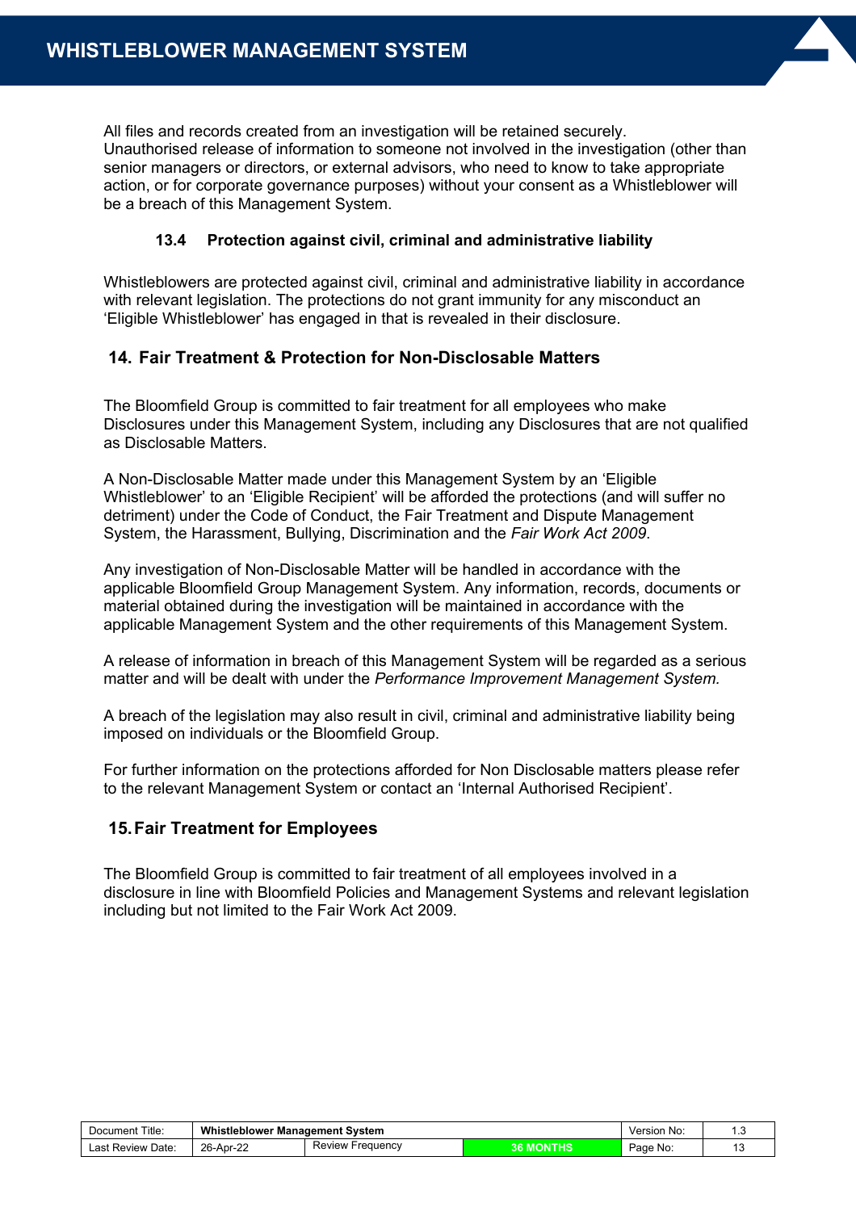All files and records created from an investigation will be retained securely. Unauthorised release of information to someone not involved in the investigation (other than senior managers or directors, or external advisors, who need to know to take appropriate action, or for corporate governance purposes) without your consent as a Whistleblower will be a breach of this Management System.

### 13.4 Protection against civil, criminal and administrative liability

Whistleblowers are protected against civil, criminal and administrative liability in accordance with relevant legislation. The protections do not grant immunity for any misconduct an 'Eligible Whistleblower' has engaged in that is revealed in their disclosure.

## 14. Fair Treatment & Protection for Non-Disclosable Matters

The Bloomfield Group is committed to fair treatment for all employees who make Disclosures under this Management System, including any Disclosures that are not qualified as Disclosable Matters.

A Non-Disclosable Matter made under this Management System by an 'Eligible Whistleblower' to an 'Eligible Recipient' will be afforded the protections (and will suffer no detriment) under the Code of Conduct, the Fair Treatment and Dispute Management System, the Harassment, Bullying, Discrimination and the *Fair Work Act 2009*.

Any investigation of Non-Disclosable Matter will be handled in accordance with the applicable Bloomfield Group Management System. Any information, records, documents or material obtained during the investigation will be maintained in accordance with the applicable Management System and the other requirements of this Management System.

A release of information in breach of this Management System will be regarded as a serious matter and will be dealt with under the *Performance Improvement Management System.*

A breach of the legislation may also result in civil, criminal and administrative liability being imposed on individuals or the Bloomfield Group.

For further information on the protections afforded for Non Disclosable matters please refer to the relevant Management System or contact an 'Internal Authorised Recipient'.

## 15. Fair Treatment for Employees

The Bloomfield Group is committed to fair treatment of all employees involved in a disclosure in line with Bloomfield Policies and Management Systems and relevant legislation including but not limited to the Fair Work Act 2009.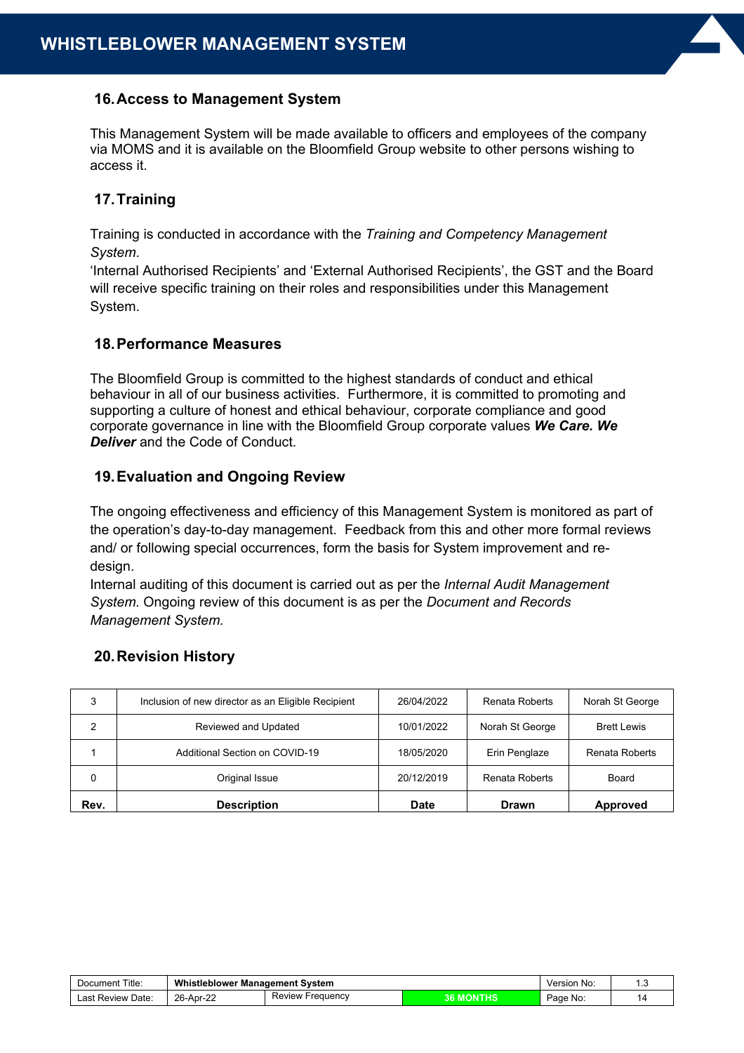## 16. Access to Management System

This Management System will be made available to officers and employees of the company via MOMS and it is available on the Bloomfield Group website to other persons wishing to access it.

## 17. Training

Training is conducted in accordance with the *Training and Competency Management System*.
'Internal Authorised Recipients' and 'External Authorised Recipients', the GST and the Board will receive specific training on their roles and responsibilities under this Management System.

## 18. Performance Measures

The Bloomfield Group is committed to the highest standards of conduct and ethical behaviour in all of our business activities. Furthermore, it is committed to promoting and supporting a culture of honest and ethical behaviour, corporate compliance and good corporate governance in line with the Bloomfield Group corporate values ***We Care. We Deliver*** and the Code of Conduct.

## 19. Evaluation and Ongoing Review

The ongoing effectiveness and efficiency of this Management System is monitored as part of the operation's day-to-day management. Feedback from this and other more formal reviews and/ or following special occurrences, form the basis for System improvement and re-design.
Internal auditing of this document is carried out as per the *Internal Audit Management System.* Ongoing review of this document is as per the *Document and Records Management System.*

## 20. Revision History

| Rev. | Description | Date | Drawn | Approved |
|---|---|---|---|---|
| 3 | Inclusion of new director as an Eligible Recipient | 26/04/2022 | Renata Roberts | Norah St George |
| 2 | Reviewed and Updated | 10/01/2022 | Norah St George | Brett Lewis |
| 1 | Additional Section on COVID-19 | 18/05/2020 | Erin Penglaze | Renata Roberts |
| 0 | Original Issue | 20/12/2019 | Renata Roberts | Board |